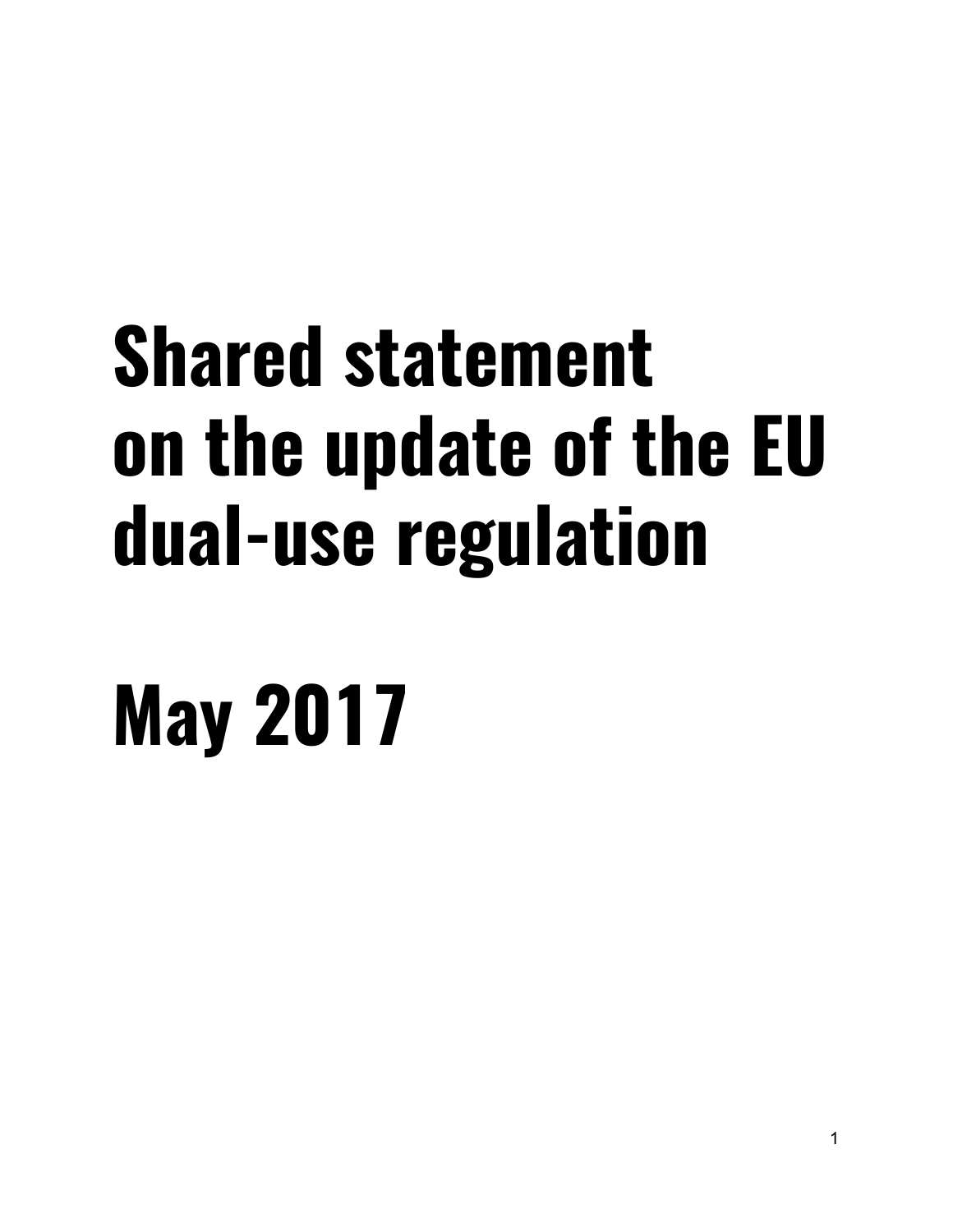# Shared statement on the update of the EU dual-use regulation

# May 2017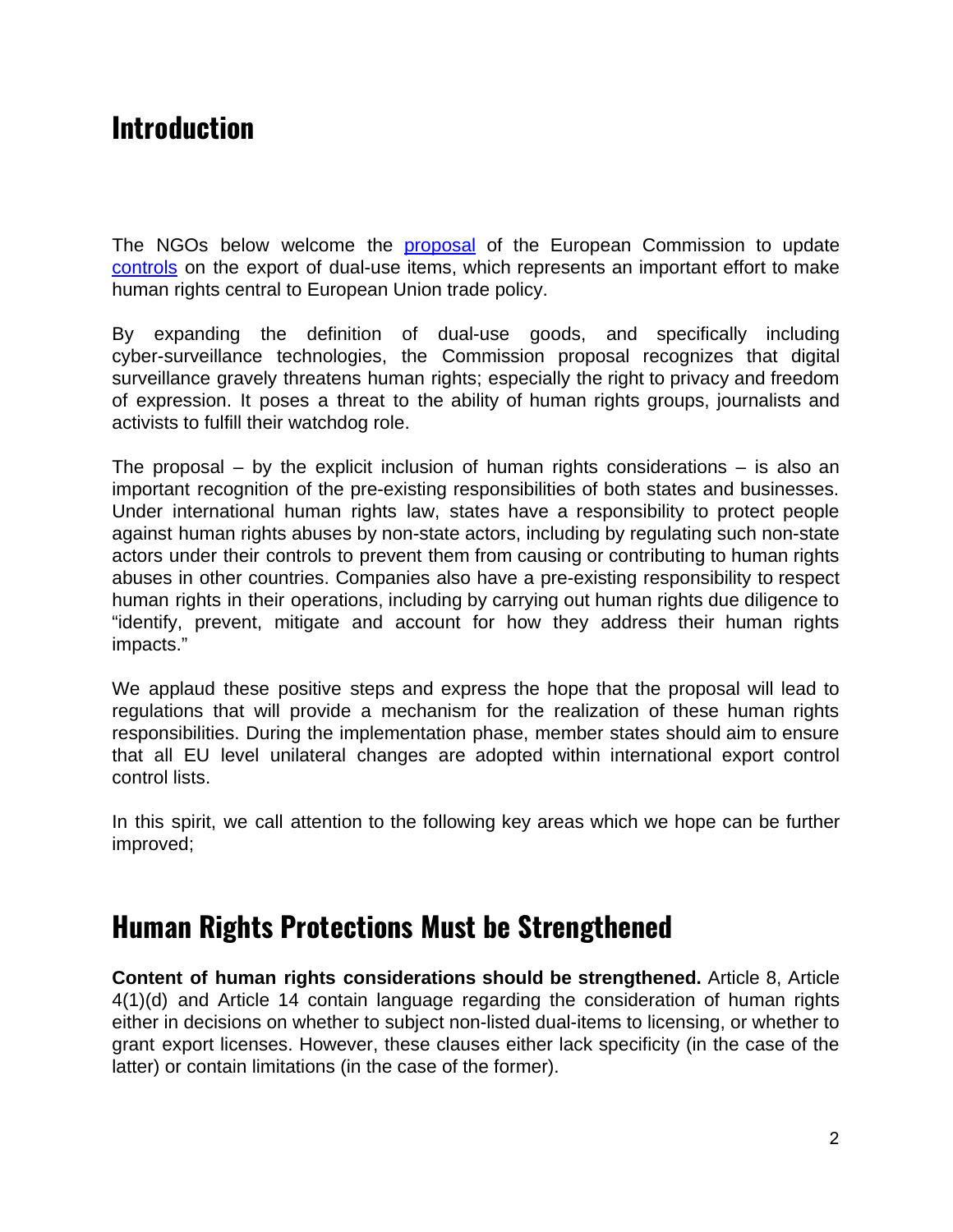## Introduction

The NGOs below welcome the [proposal](#) of the European Commission to update [controls](#) on the export of dual-use items, which represents an important effort to make human rights central to European Union trade policy.

By expanding the definition of dual-use goods, and specifically including cyber-surveillance technologies, the Commission proposal recognizes that digital surveillance gravely threatens human rights; especially the right to privacy and freedom of expression. It poses a threat to the ability of human rights groups, journalists and activists to fulfill their watchdog role.

The proposal – by the explicit inclusion of human rights considerations – is also an important recognition of the pre-existing responsibilities of both states and businesses. Under international human rights law, states have a responsibility to protect people against human rights abuses by non-state actors, including by regulating such non-state actors under their controls to prevent them from causing or contributing to human rights abuses in other countries. Companies also have a pre-existing responsibility to respect human rights in their operations, including by carrying out human rights due diligence to "identify, prevent, mitigate and account for how they address their human rights impacts."

We applaud these positive steps and express the hope that the proposal will lead to regulations that will provide a mechanism for the realization of these human rights responsibilities. During the implementation phase, member states should aim to ensure that all EU level unilateral changes are adopted within international export control control lists.

In this spirit, we call attention to the following key areas which we hope can be further improved;

## Human Rights Protections Must be Strengthened

**Content of human rights considerations should be strengthened.** Article 8, Article 4(1)(d) and Article 14 contain language regarding the consideration of human rights either in decisions on whether to subject non-listed dual-items to licensing, or whether to grant export licenses. However, these clauses either lack specificity (in the case of the latter) or contain limitations (in the case of the former).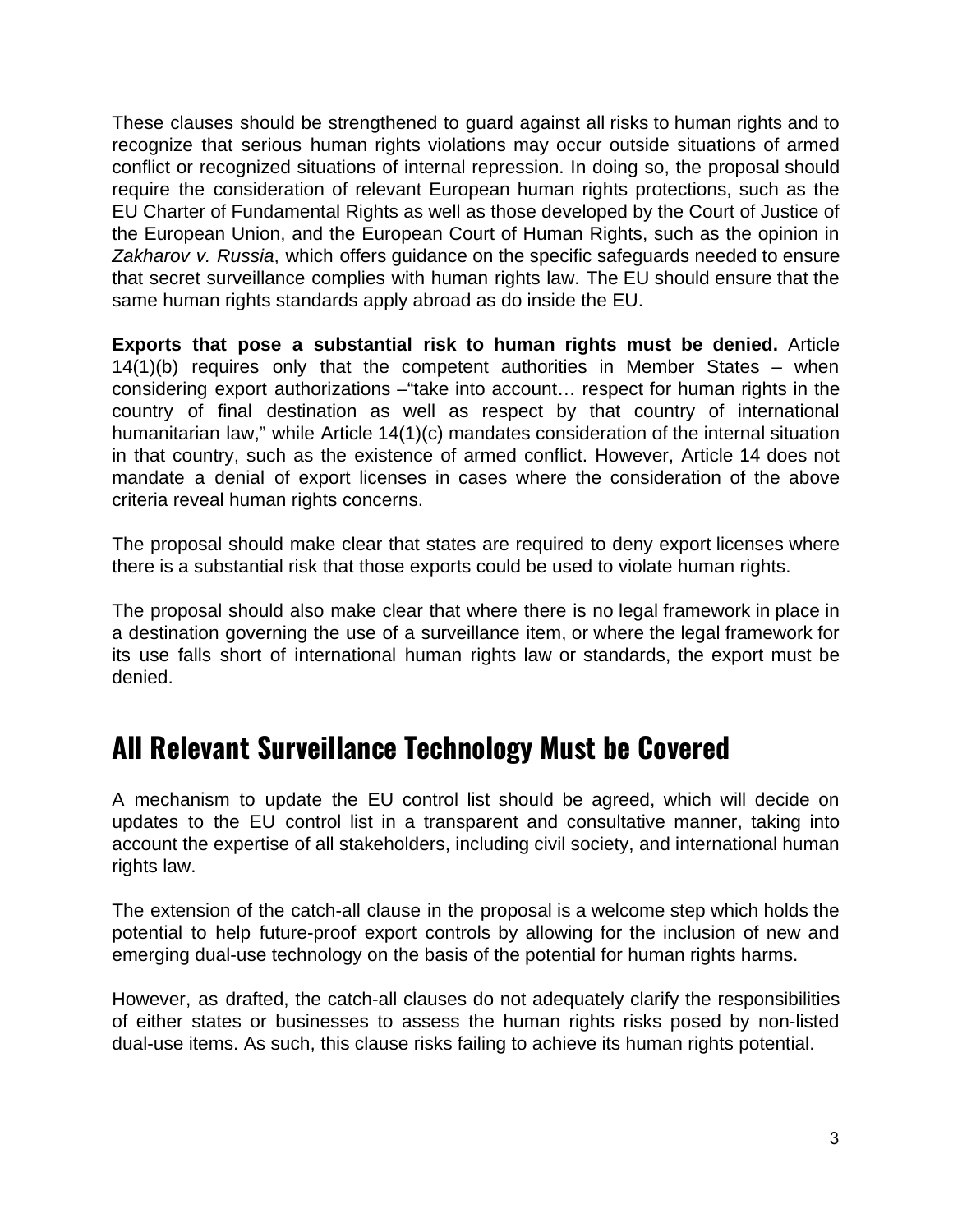These clauses should be strengthened to guard against all risks to human rights and to recognize that serious human rights violations may occur outside situations of armed conflict or recognized situations of internal repression. In doing so, the proposal should require the consideration of relevant European human rights protections, such as the EU Charter of Fundamental Rights as well as those developed by the Court of Justice of the European Union, and the European Court of Human Rights, such as the opinion in *Zakharov v. Russia*, which offers guidance on the specific safeguards needed to ensure that secret surveillance complies with human rights law. The EU should ensure that the same human rights standards apply abroad as do inside the EU.

**Exports that pose a substantial risk to human rights must be denied.** Article 14(1)(b) requires only that the competent authorities in Member States – when considering export authorizations –"take into account… respect for human rights in the country of final destination as well as respect by that country of international humanitarian law," while Article 14(1)(c) mandates consideration of the internal situation in that country, such as the existence of armed conflict. However, Article 14 does not mandate a denial of export licenses in cases where the consideration of the above criteria reveal human rights concerns.

The proposal should make clear that states are required to deny export licenses where there is a substantial risk that those exports could be used to violate human rights.

The proposal should also make clear that where there is no legal framework in place in a destination governing the use of a surveillance item, or where the legal framework for its use falls short of international human rights law or standards, the export must be denied.

## All Relevant Surveillance Technology Must be Covered

A mechanism to update the EU control list should be agreed, which will decide on updates to the EU control list in a transparent and consultative manner, taking into account the expertise of all stakeholders, including civil society, and international human rights law.

The extension of the catch-all clause in the proposal is a welcome step which holds the potential to help future-proof export controls by allowing for the inclusion of new and emerging dual-use technology on the basis of the potential for human rights harms.

However, as drafted, the catch-all clauses do not adequately clarify the responsibilities of either states or businesses to assess the human rights risks posed by non-listed dual-use items. As such, this clause risks failing to achieve its human rights potential.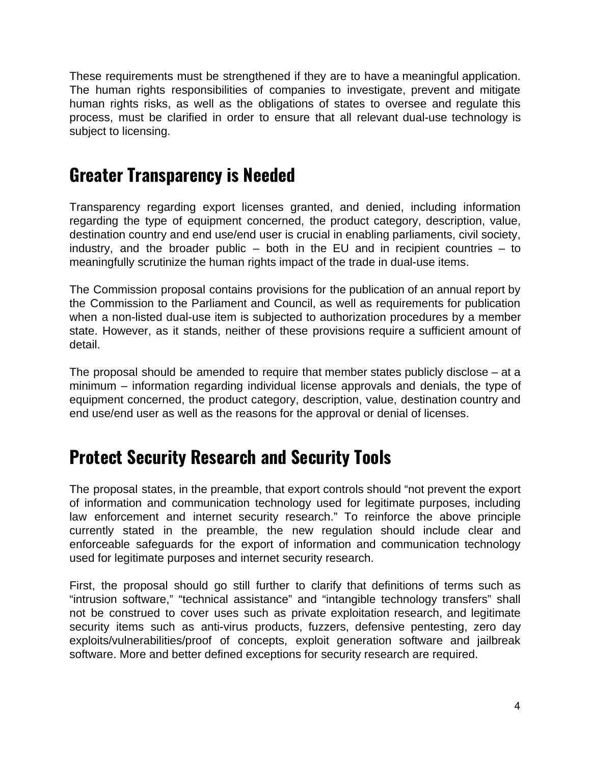These requirements must be strengthened if they are to have a meaningful application. The human rights responsibilities of companies to investigate, prevent and mitigate human rights risks, as well as the obligations of states to oversee and regulate this process, must be clarified in order to ensure that all relevant dual-use technology is subject to licensing.

## Greater Transparency is Needed

Transparency regarding export licenses granted, and denied, including information regarding the type of equipment concerned, the product category, description, value, destination country and end use/end user is crucial in enabling parliaments, civil society, industry, and the broader public – both in the EU and in recipient countries – to meaningfully scrutinize the human rights impact of the trade in dual-use items.

The Commission proposal contains provisions for the publication of an annual report by the Commission to the Parliament and Council, as well as requirements for publication when a non-listed dual-use item is subjected to authorization procedures by a member state. However, as it stands, neither of these provisions require a sufficient amount of detail.

The proposal should be amended to require that member states publicly disclose – at a minimum – information regarding individual license approvals and denials, the type of equipment concerned, the product category, description, value, destination country and end use/end user as well as the reasons for the approval or denial of licenses.

## Protect Security Research and Security Tools

The proposal states, in the preamble, that export controls should "not prevent the export of information and communication technology used for legitimate purposes, including law enforcement and internet security research." To reinforce the above principle currently stated in the preamble, the new regulation should include clear and enforceable safeguards for the export of information and communication technology used for legitimate purposes and internet security research.

First, the proposal should go still further to clarify that definitions of terms such as "intrusion software," "technical assistance" and "intangible technology transfers" shall not be construed to cover uses such as private exploitation research, and legitimate security items such as anti-virus products, fuzzers, defensive pentesting, zero day exploits/vulnerabilities/proof of concepts, exploit generation software and jailbreak software. More and better defined exceptions for security research are required.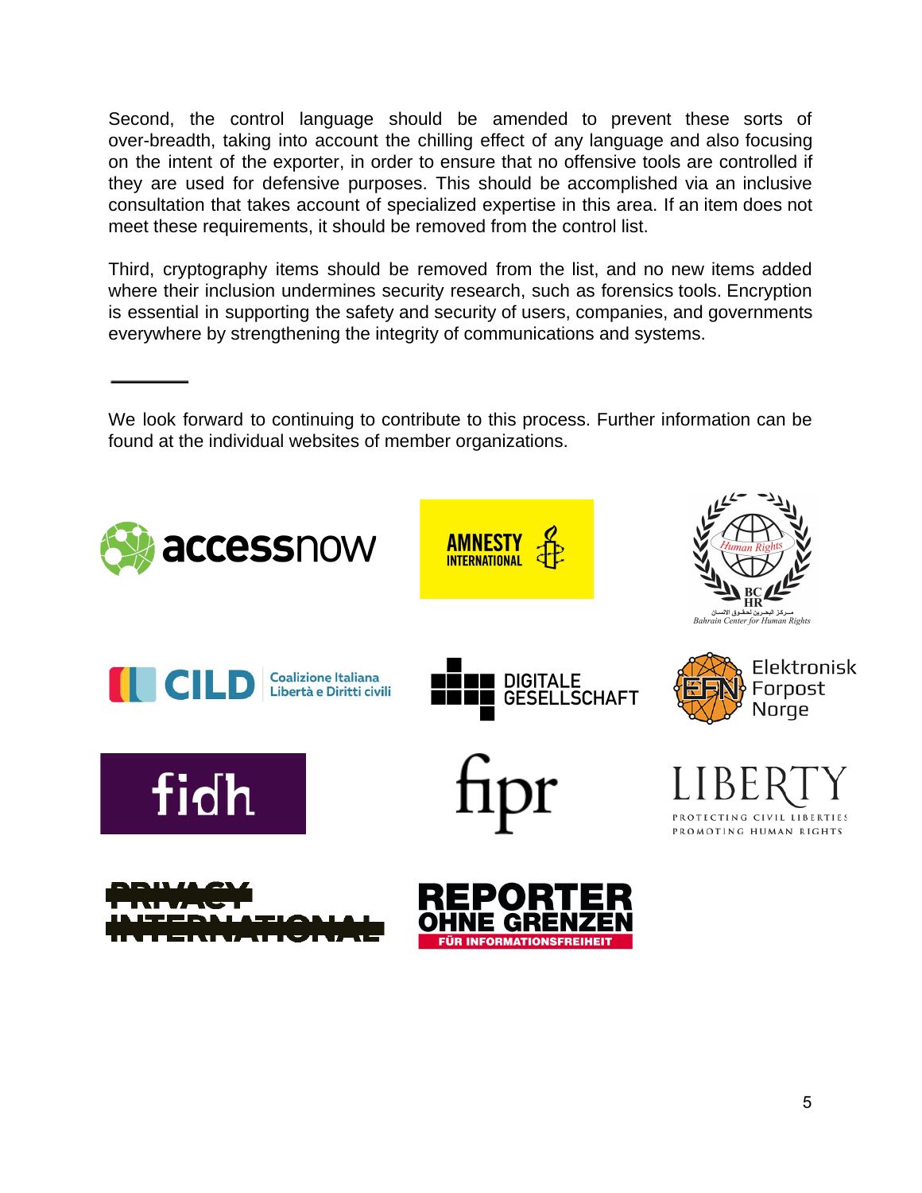Second, the control language should be amended to prevent these sorts of over-breadth, taking into account the chilling effect of any language and also focusing on the intent of the exporter, in order to ensure that no offensive tools are controlled if they are used for defensive purposes. This should be accomplished via an inclusive consultation that takes account of specialized expertise in this area. If an item does not meet these requirements, it should be removed from the control list.

Third, cryptography items should be removed from the list, and no new items added where their inclusion undermines security research, such as forensics tools. Encryption is essential in supporting the safety and security of users, companies, and governments everywhere by strengthening the integrity of communications and systems.

---

We look forward to continuing to contribute to this process. Further information can be found at the individual websites of member organizations.